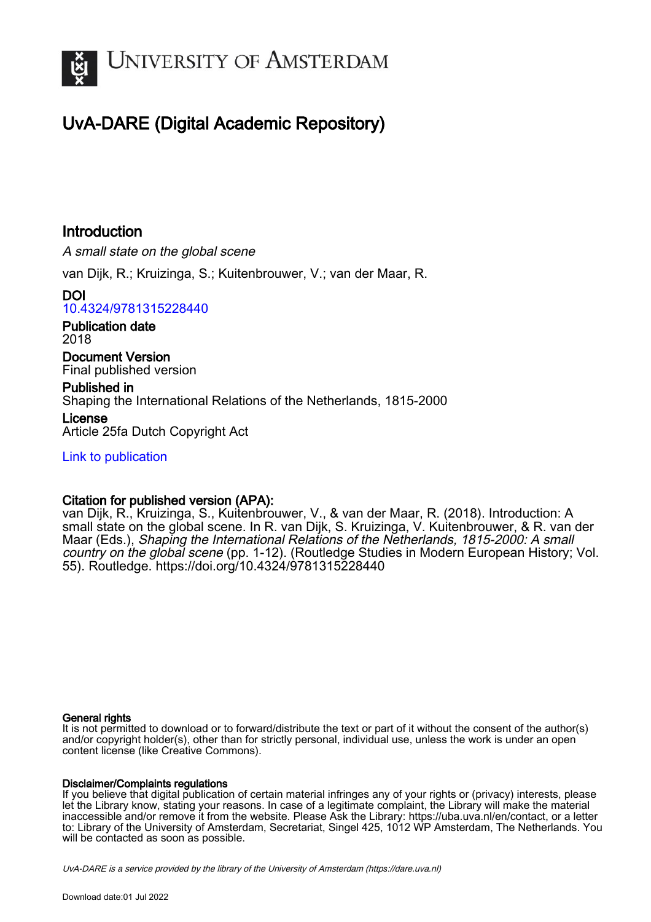# University of Amsterdam

## UvA-DARE (Digital Academic Repository)

### Introduction

*A small state on the global scene*

van Dijk, R.; Kruizinga, S.; Kuitenbrouwer, V.; van der Maar, R.

**DOI**
10.4324/9781315228440

**Publication date**
2018

**Document Version**
Final published version

**Published in**
Shaping the International Relations of the Netherlands, 1815-2000

**License**
Article 25fa Dutch Copyright Act

Link to publication

**Citation for published version (APA):**
van Dijk, R., Kruizinga, S., Kuitenbrouwer, V., & van der Maar, R. (2018). Introduction: A small state on the global scene. In R. van Dijk, S. Kruizinga, V. Kuitenbrouwer, & R. van der Maar (Eds.), *Shaping the International Relations of the Netherlands, 1815-2000: A small country on the global scene* (pp. 1-12). (Routledge Studies in Modern European History; Vol. 55). Routledge. https://doi.org/10.4324/9781315228440

**General rights**
It is not permitted to download or to forward/distribute the text or part of it without the consent of the author(s) and/or copyright holder(s), other than for strictly personal, individual use, unless the work is under an open content license (like Creative Commons).

**Disclaimer/Complaints regulations**
If you believe that digital publication of certain material infringes any of your rights or (privacy) interests, please let the Library know, stating your reasons. In case of a legitimate complaint, the Library will make the material inaccessible and/or remove it from the website. Please Ask the Library: https://uba.uva.nl/en/contact, or a letter to: Library of the University of Amsterdam, Secretariat, Singel 425, 1012 WP Amsterdam, The Netherlands. You will be contacted as soon as possible.

*UvA-DARE is a service provided by the library of the University of Amsterdam (https://dare.uva.nl)*

Download date:01 Jul 2022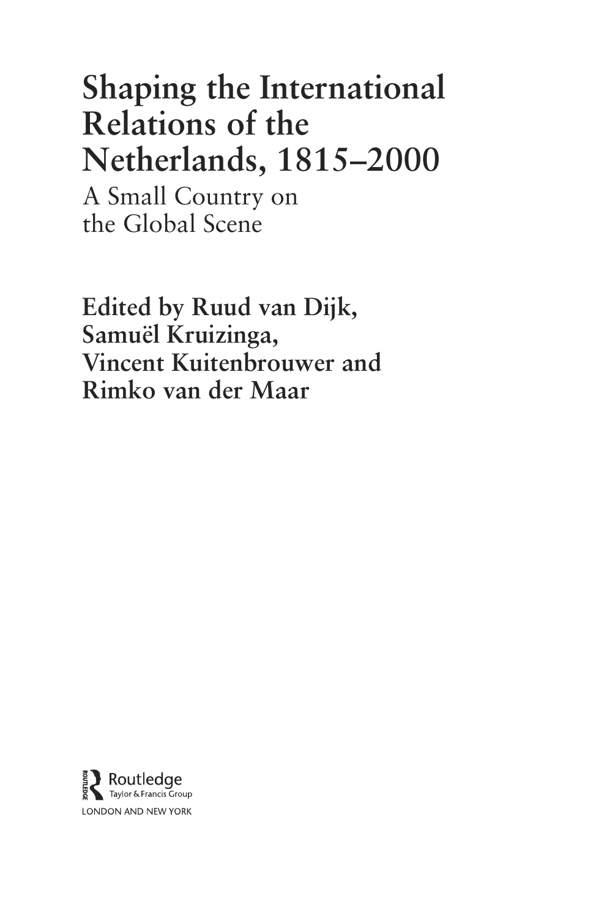# Shaping the International Relations of the Netherlands, 1815–2000

## A Small Country on the Global Scene

**Edited by Ruud van Dijk, Samuël Kruizinga, Vincent Kuitenbrouwer and Rimko van der Maar**

Routledge
Taylor & Francis Group
LONDON AND NEW YORK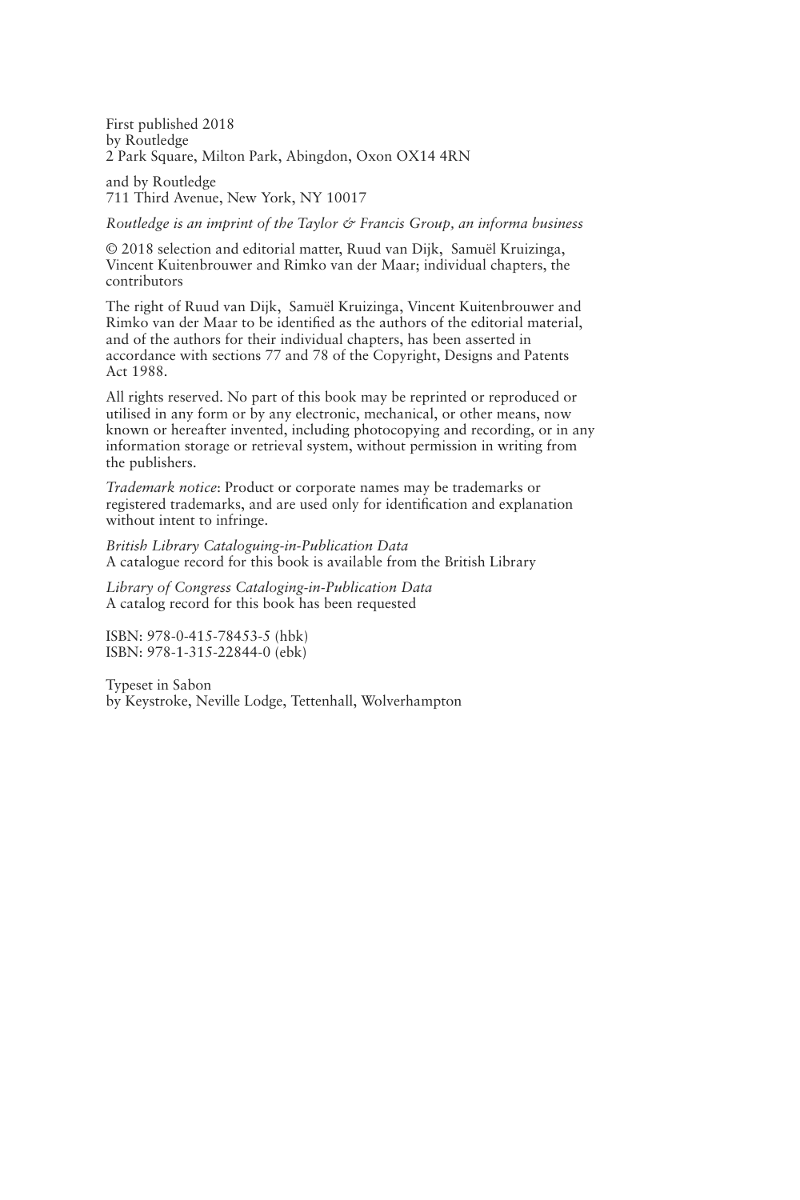First published 2018
by Routledge
2 Park Square, Milton Park, Abingdon, Oxon OX14 4RN

and by Routledge
711 Third Avenue, New York, NY 10017

*Routledge is an imprint of the Taylor & Francis Group, an informa business*

© 2018 selection and editorial matter, Ruud van Dijk, Samuël Kruizinga, Vincent Kuitenbrouwer and Rimko van der Maar; individual chapters, the contributors

The right of Ruud van Dijk, Samuël Kruizinga, Vincent Kuitenbrouwer and Rimko van der Maar to be identified as the authors of the editorial material, and of the authors for their individual chapters, has been asserted in accordance with sections 77 and 78 of the Copyright, Designs and Patents Act 1988.

All rights reserved. No part of this book may be reprinted or reproduced or utilised in any form or by any electronic, mechanical, or other means, now known or hereafter invented, including photocopying and recording, or in any information storage or retrieval system, without permission in writing from the publishers.

*Trademark notice*: Product or corporate names may be trademarks or registered trademarks, and are used only for identification and explanation without intent to infringe.

*British Library Cataloguing-in-Publication Data*
A catalogue record for this book is available from the British Library

*Library of Congress Cataloging-in-Publication Data*
A catalog record for this book has been requested

ISBN: 978-0-415-78453-5 (hbk)
ISBN: 978-1-315-22844-0 (ebk)

Typeset in Sabon
by Keystroke, Neville Lodge, Tettenhall, Wolverhampton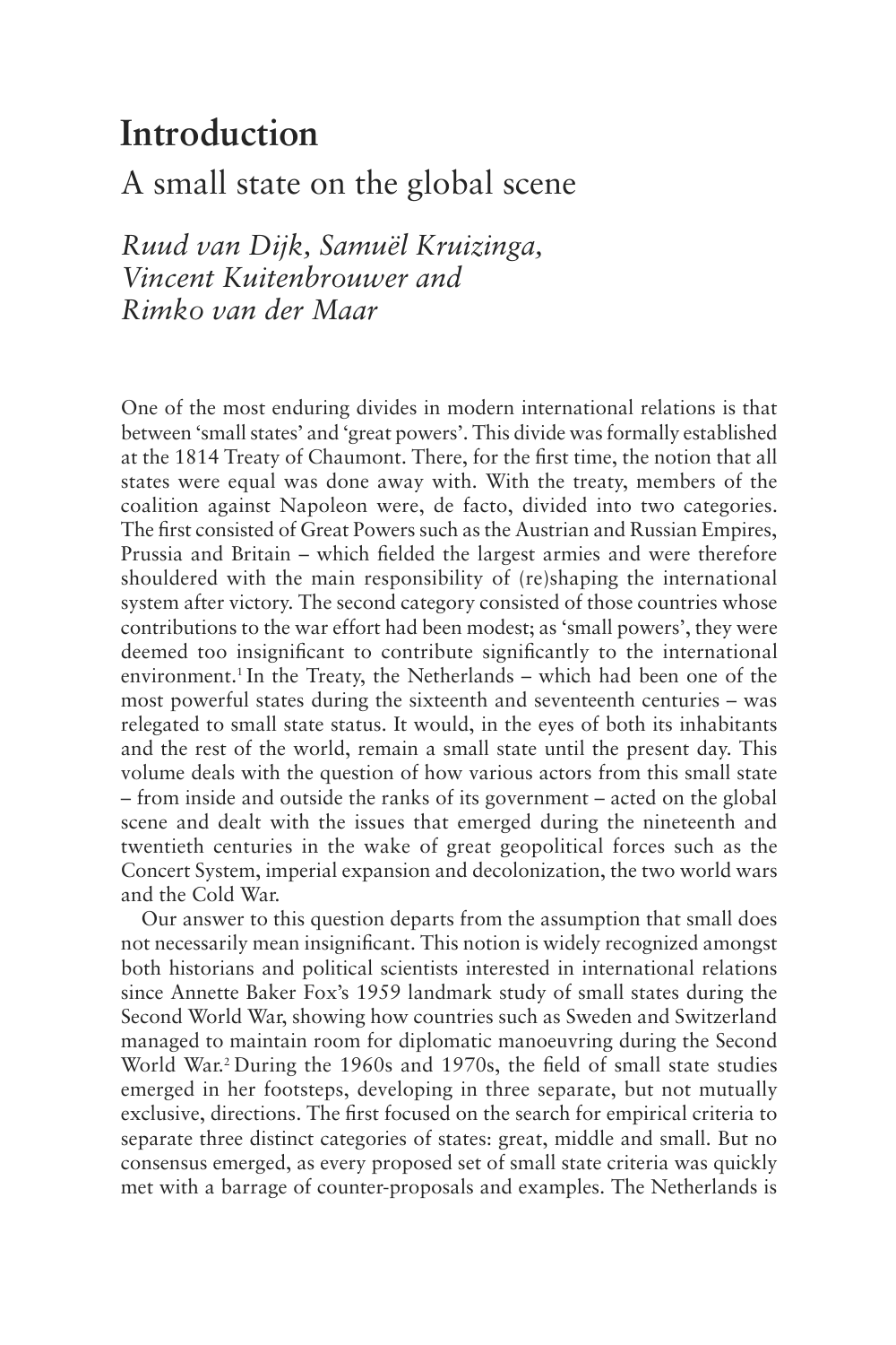# Introduction

## A small state on the global scene

*Ruud van Dijk, Samuël Kruizinga, Vincent Kuitenbrouwer and Rimko van der Maar*

One of the most enduring divides in modern international relations is that between 'small states' and 'great powers'. This divide was formally established at the 1814 Treaty of Chaumont. There, for the first time, the notion that all states were equal was done away with. With the treaty, members of the coalition against Napoleon were, de facto, divided into two categories. The first consisted of Great Powers such as the Austrian and Russian Empires, Prussia and Britain – which fielded the largest armies and were therefore shouldered with the main responsibility of (re)shaping the international system after victory. The second category consisted of those countries whose contributions to the war effort had been modest; as 'small powers', they were deemed too insignificant to contribute significantly to the international environment.[1] In the Treaty, the Netherlands – which had been one of the most powerful states during the sixteenth and seventeenth centuries – was relegated to small state status. It would, in the eyes of both its inhabitants and the rest of the world, remain a small state until the present day. This volume deals with the question of how various actors from this small state – from inside and outside the ranks of its government – acted on the global scene and dealt with the issues that emerged during the nineteenth and twentieth centuries in the wake of great geopolitical forces such as the Concert System, imperial expansion and decolonization, the two world wars and the Cold War.

Our answer to this question departs from the assumption that small does not necessarily mean insignificant. This notion is widely recognized amongst both historians and political scientists interested in international relations since Annette Baker Fox's 1959 landmark study of small states during the Second World War, showing how countries such as Sweden and Switzerland managed to maintain room for diplomatic manoeuvring during the Second World War.[2] During the 1960s and 1970s, the field of small state studies emerged in her footsteps, developing in three separate, but not mutually exclusive, directions. The first focused on the search for empirical criteria to separate three distinct categories of states: great, middle and small. But no consensus emerged, as every proposed set of small state criteria was quickly met with a barrage of counter-proposals and examples. The Netherlands is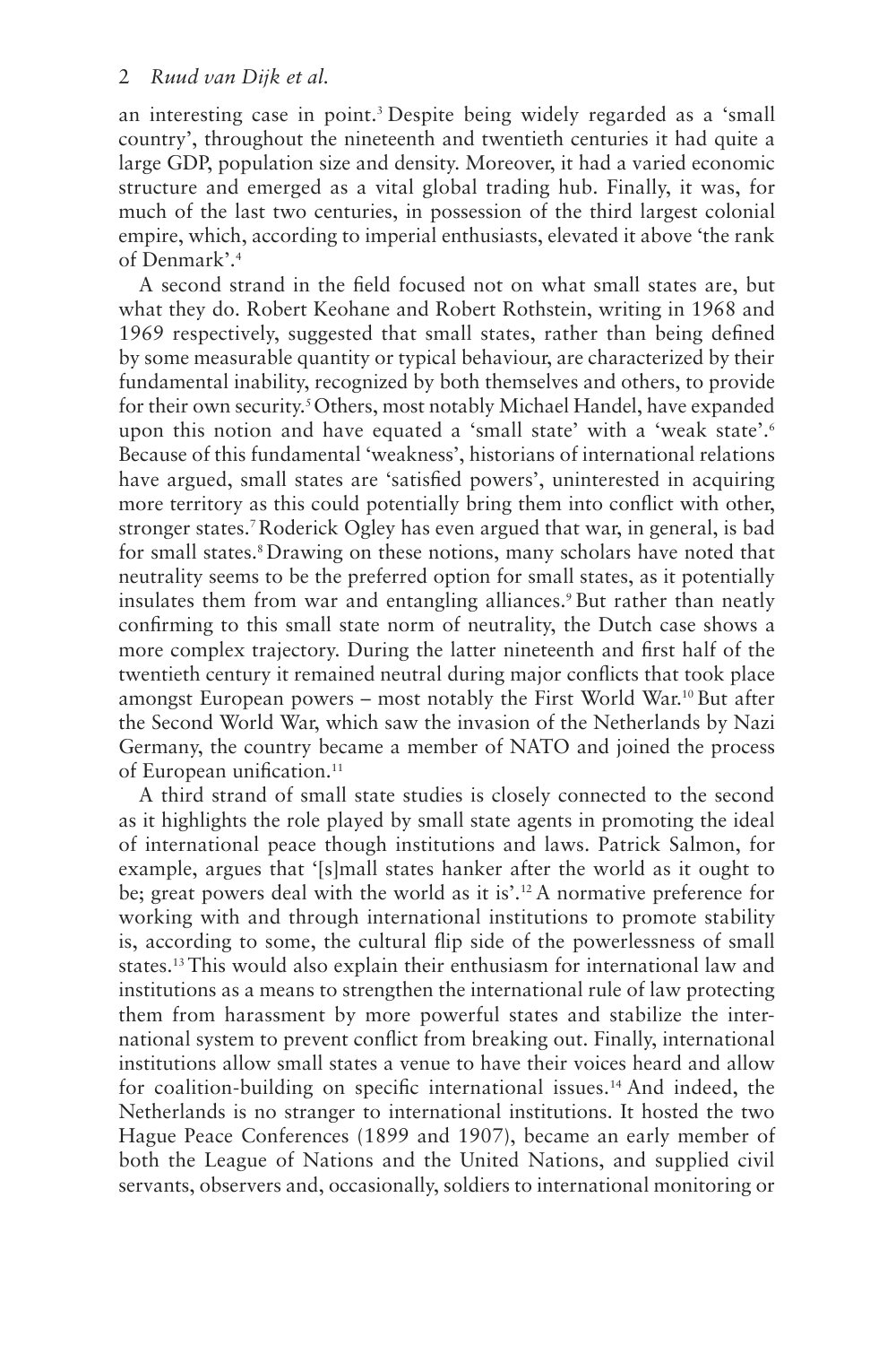an interesting case in point.[3] Despite being widely regarded as a 'small country', throughout the nineteenth and twentieth centuries it had quite a large GDP, population size and density. Moreover, it had a varied economic structure and emerged as a vital global trading hub. Finally, it was, for much of the last two centuries, in possession of the third largest colonial empire, which, according to imperial enthusiasts, elevated it above 'the rank of Denmark'.[4]

A second strand in the field focused not on what small states are, but what they do. Robert Keohane and Robert Rothstein, writing in 1968 and 1969 respectively, suggested that small states, rather than being defined by some measurable quantity or typical behaviour, are characterized by their fundamental inability, recognized by both themselves and others, to provide for their own security.[5] Others, most notably Michael Handel, have expanded upon this notion and have equated a 'small state' with a 'weak state'.[6] Because of this fundamental 'weakness', historians of international relations have argued, small states are 'satisfied powers', uninterested in acquiring more territory as this could potentially bring them into conflict with other, stronger states.[7] Roderick Ogley has even argued that war, in general, is bad for small states.[8] Drawing on these notions, many scholars have noted that neutrality seems to be the preferred option for small states, as it potentially insulates them from war and entangling alliances.[9] But rather than neatly confirming to this small state norm of neutrality, the Dutch case shows a more complex trajectory. During the latter nineteenth and first half of the twentieth century it remained neutral during major conflicts that took place amongst European powers – most notably the First World War.[10] But after the Second World War, which saw the invasion of the Netherlands by Nazi Germany, the country became a member of NATO and joined the process of European unification.[11]

A third strand of small state studies is closely connected to the second as it highlights the role played by small state agents in promoting the ideal of international peace though institutions and laws. Patrick Salmon, for example, argues that '[s]mall states hanker after the world as it ought to be; great powers deal with the world as it is'.[12] A normative preference for working with and through international institutions to promote stability is, according to some, the cultural flip side of the powerlessness of small states.[13] This would also explain their enthusiasm for international law and institutions as a means to strengthen the international rule of law protecting them from harassment by more powerful states and stabilize the international system to prevent conflict from breaking out. Finally, international institutions allow small states a venue to have their voices heard and allow for coalition-building on specific international issues.[14] And indeed, the Netherlands is no stranger to international institutions. It hosted the two Hague Peace Conferences (1899 and 1907), became an early member of both the League of Nations and the United Nations, and supplied civil servants, observers and, occasionally, soldiers to international monitoring or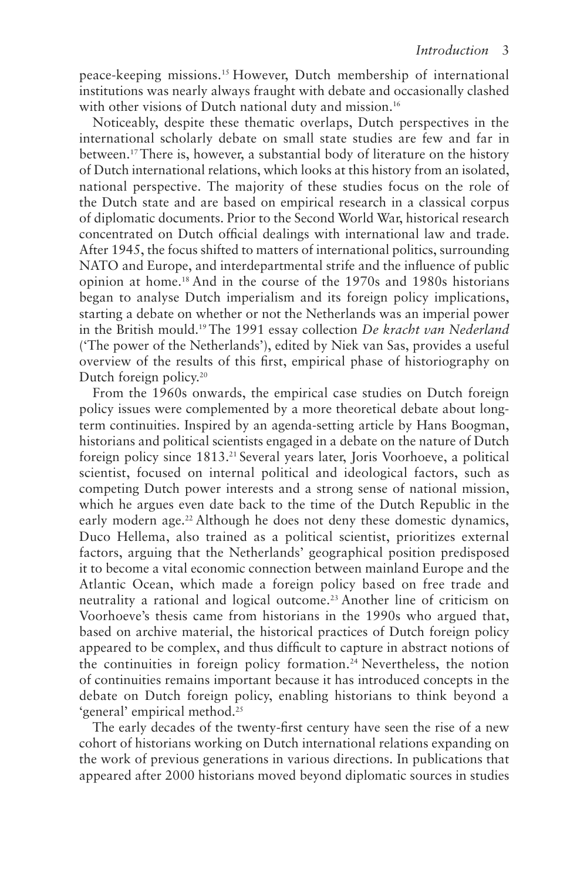peace-keeping missions.[15] However, Dutch membership of international institutions was nearly always fraught with debate and occasionally clashed with other visions of Dutch national duty and mission.[16]

Noticeably, despite these thematic overlaps, Dutch perspectives in the international scholarly debate on small state studies are few and far in between.[17] There is, however, a substantial body of literature on the history of Dutch international relations, which looks at this history from an isolated, national perspective. The majority of these studies focus on the role of the Dutch state and are based on empirical research in a classical corpus of diplomatic documents. Prior to the Second World War, historical research concentrated on Dutch official dealings with international law and trade. After 1945, the focus shifted to matters of international politics, surrounding NATO and Europe, and interdepartmental strife and the influence of public opinion at home.[18] And in the course of the 1970s and 1980s historians began to analyse Dutch imperialism and its foreign policy implications, starting a debate on whether or not the Netherlands was an imperial power in the British mould.[19] The 1991 essay collection *De kracht van Nederland* ('The power of the Netherlands'), edited by Niek van Sas, provides a useful overview of the results of this first, empirical phase of historiography on Dutch foreign policy.[20]

From the 1960s onwards, the empirical case studies on Dutch foreign policy issues were complemented by a more theoretical debate about long-term continuities. Inspired by an agenda-setting article by Hans Boogman, historians and political scientists engaged in a debate on the nature of Dutch foreign policy since 1813.[21] Several years later, Joris Voorhoeve, a political scientist, focused on internal political and ideological factors, such as competing Dutch power interests and a strong sense of national mission, which he argues even date back to the time of the Dutch Republic in the early modern age.[22] Although he does not deny these domestic dynamics, Duco Hellema, also trained as a political scientist, prioritizes external factors, arguing that the Netherlands' geographical position predisposed it to become a vital economic connection between mainland Europe and the Atlantic Ocean, which made a foreign policy based on free trade and neutrality a rational and logical outcome.[23] Another line of criticism on Voorhoeve's thesis came from historians in the 1990s who argued that, based on archive material, the historical practices of Dutch foreign policy appeared to be complex, and thus difficult to capture in abstract notions of the continuities in foreign policy formation.[24] Nevertheless, the notion of continuities remains important because it has introduced concepts in the debate on Dutch foreign policy, enabling historians to think beyond a 'general' empirical method.[25]

The early decades of the twenty-first century have seen the rise of a new cohort of historians working on Dutch international relations expanding on the work of previous generations in various directions. In publications that appeared after 2000 historians moved beyond diplomatic sources in studies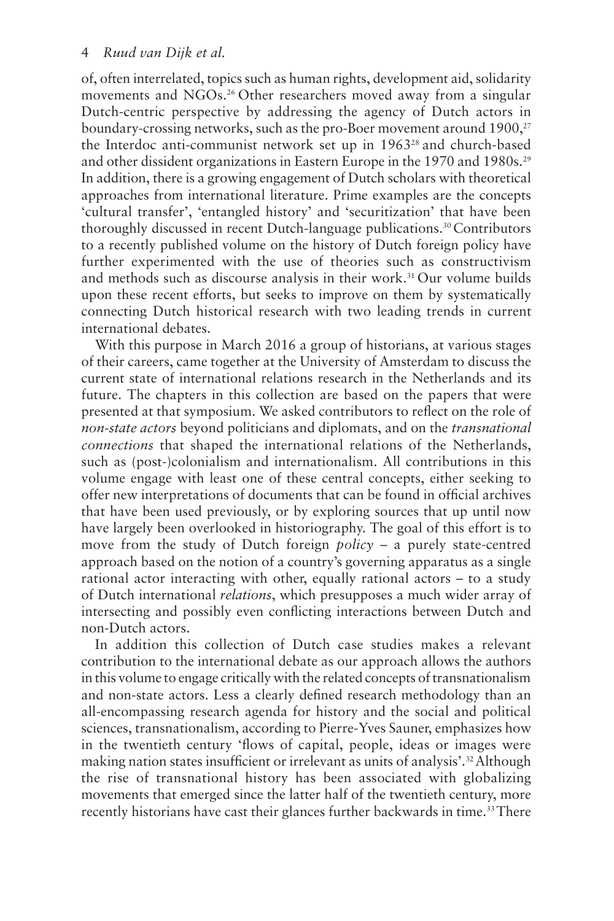of, often interrelated, topics such as human rights, development aid, solidarity movements and NGOs.[26] Other researchers moved away from a singular Dutch-centric perspective by addressing the agency of Dutch actors in boundary-crossing networks, such as the pro-Boer movement around 1900,[27] the Interdoc anti-communist network set up in 1963[28] and church-based and other dissident organizations in Eastern Europe in the 1970 and 1980s.[29] In addition, there is a growing engagement of Dutch scholars with theoretical approaches from international literature. Prime examples are the concepts 'cultural transfer', 'entangled history' and 'securitization' that have been thoroughly discussed in recent Dutch-language publications.[30] Contributors to a recently published volume on the history of Dutch foreign policy have further experimented with the use of theories such as constructivism and methods such as discourse analysis in their work.[31] Our volume builds upon these recent efforts, but seeks to improve on them by systematically connecting Dutch historical research with two leading trends in current international debates.

With this purpose in March 2016 a group of historians, at various stages of their careers, came together at the University of Amsterdam to discuss the current state of international relations research in the Netherlands and its future. The chapters in this collection are based on the papers that were presented at that symposium. We asked contributors to reflect on the role of *non-state actors* beyond politicians and diplomats, and on the *transnational connections* that shaped the international relations of the Netherlands, such as (post-)colonialism and internationalism. All contributions in this volume engage with least one of these central concepts, either seeking to offer new interpretations of documents that can be found in official archives that have been used previously, or by exploring sources that up until now have largely been overlooked in historiography. The goal of this effort is to move from the study of Dutch foreign *policy* – a purely state-centred approach based on the notion of a country's governing apparatus as a single rational actor interacting with other, equally rational actors – to a study of Dutch international *relations*, which presupposes a much wider array of intersecting and possibly even conflicting interactions between Dutch and non-Dutch actors.

In addition this collection of Dutch case studies makes a relevant contribution to the international debate as our approach allows the authors in this volume to engage critically with the related concepts of transnationalism and non-state actors. Less a clearly defined research methodology than an all-encompassing research agenda for history and the social and political sciences, transnationalism, according to Pierre-Yves Sauner, emphasizes how in the twentieth century 'flows of capital, people, ideas or images were making nation states insufficient or irrelevant as units of analysis'.[32] Although the rise of transnational history has been associated with globalizing movements that emerged since the latter half of the twentieth century, more recently historians have cast their glances further backwards in time.[33] There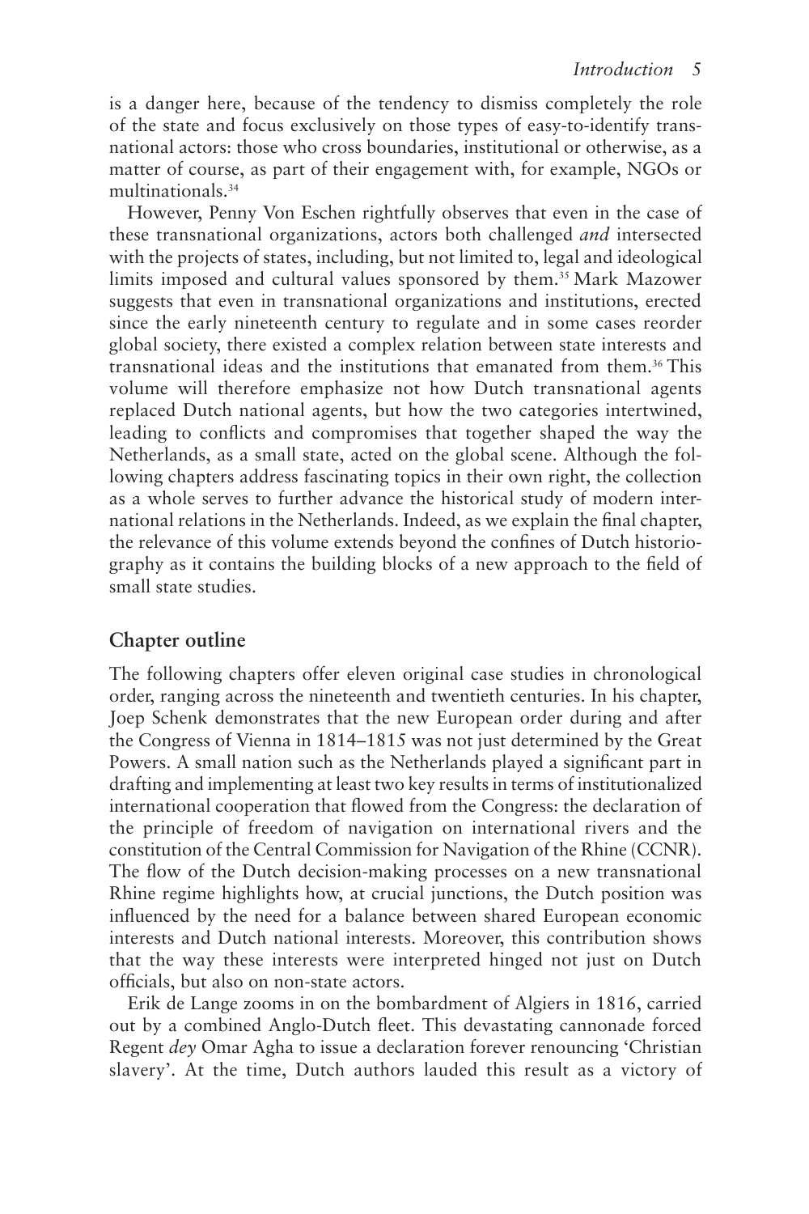is a danger here, because of the tendency to dismiss completely the role of the state and focus exclusively on those types of easy-to-identify transnational actors: those who cross boundaries, institutional or otherwise, as a matter of course, as part of their engagement with, for example, NGOs or multinationals.[34]

However, Penny Von Eschen rightfully observes that even in the case of these transnational organizations, actors both challenged *and* intersected with the projects of states, including, but not limited to, legal and ideological limits imposed and cultural values sponsored by them.[35] Mark Mazower suggests that even in transnational organizations and institutions, erected since the early nineteenth century to regulate and in some cases reorder global society, there existed a complex relation between state interests and transnational ideas and the institutions that emanated from them.[36] This volume will therefore emphasize not how Dutch transnational agents replaced Dutch national agents, but how the two categories intertwined, leading to conflicts and compromises that together shaped the way the Netherlands, as a small state, acted on the global scene. Although the following chapters address fascinating topics in their own right, the collection as a whole serves to further advance the historical study of modern international relations in the Netherlands. Indeed, as we explain the final chapter, the relevance of this volume extends beyond the confines of Dutch historiography as it contains the building blocks of a new approach to the field of small state studies.

## Chapter outline

The following chapters offer eleven original case studies in chronological order, ranging across the nineteenth and twentieth centuries. In his chapter, Joep Schenk demonstrates that the new European order during and after the Congress of Vienna in 1814–1815 was not just determined by the Great Powers. A small nation such as the Netherlands played a significant part in drafting and implementing at least two key results in terms of institutionalized international cooperation that flowed from the Congress: the declaration of the principle of freedom of navigation on international rivers and the constitution of the Central Commission for Navigation of the Rhine (CCNR). The flow of the Dutch decision-making processes on a new transnational Rhine regime highlights how, at crucial junctions, the Dutch position was influenced by the need for a balance between shared European economic interests and Dutch national interests. Moreover, this contribution shows that the way these interests were interpreted hinged not just on Dutch officials, but also on non-state actors.

Erik de Lange zooms in on the bombardment of Algiers in 1816, carried out by a combined Anglo-Dutch fleet. This devastating cannonade forced Regent *dey* Omar Agha to issue a declaration forever renouncing 'Christian slavery'. At the time, Dutch authors lauded this result as a victory of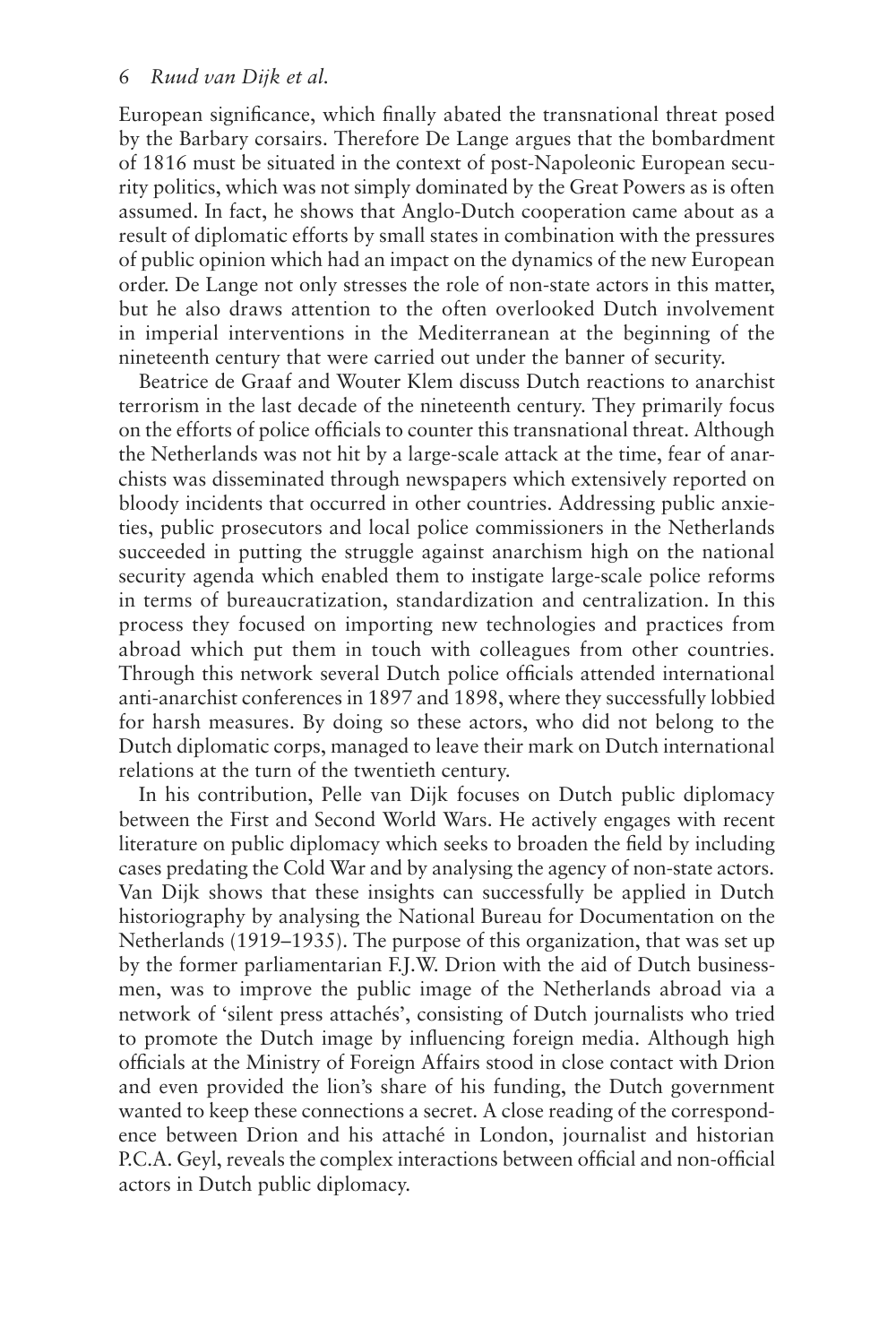European significance, which finally abated the transnational threat posed by the Barbary corsairs. Therefore De Lange argues that the bombardment of 1816 must be situated in the context of post-Napoleonic European security politics, which was not simply dominated by the Great Powers as is often assumed. In fact, he shows that Anglo-Dutch cooperation came about as a result of diplomatic efforts by small states in combination with the pressures of public opinion which had an impact on the dynamics of the new European order. De Lange not only stresses the role of non-state actors in this matter, but he also draws attention to the often overlooked Dutch involvement in imperial interventions in the Mediterranean at the beginning of the nineteenth century that were carried out under the banner of security.

Beatrice de Graaf and Wouter Klem discuss Dutch reactions to anarchist terrorism in the last decade of the nineteenth century. They primarily focus on the efforts of police officials to counter this transnational threat. Although the Netherlands was not hit by a large-scale attack at the time, fear of anarchists was disseminated through newspapers which extensively reported on bloody incidents that occurred in other countries. Addressing public anxieties, public prosecutors and local police commissioners in the Netherlands succeeded in putting the struggle against anarchism high on the national security agenda which enabled them to instigate large-scale police reforms in terms of bureaucratization, standardization and centralization. In this process they focused on importing new technologies and practices from abroad which put them in touch with colleagues from other countries. Through this network several Dutch police officials attended international anti-anarchist conferences in 1897 and 1898, where they successfully lobbied for harsh measures. By doing so these actors, who did not belong to the Dutch diplomatic corps, managed to leave their mark on Dutch international relations at the turn of the twentieth century.

In his contribution, Pelle van Dijk focuses on Dutch public diplomacy between the First and Second World Wars. He actively engages with recent literature on public diplomacy which seeks to broaden the field by including cases predating the Cold War and by analysing the agency of non-state actors. Van Dijk shows that these insights can successfully be applied in Dutch historiography by analysing the National Bureau for Documentation on the Netherlands (1919–1935). The purpose of this organization, that was set up by the former parliamentarian F.J.W. Drion with the aid of Dutch businessmen, was to improve the public image of the Netherlands abroad via a network of 'silent press attachés', consisting of Dutch journalists who tried to promote the Dutch image by influencing foreign media. Although high officials at the Ministry of Foreign Affairs stood in close contact with Drion and even provided the lion's share of his funding, the Dutch government wanted to keep these connections a secret. A close reading of the correspondence between Drion and his attaché in London, journalist and historian P.C.A. Geyl, reveals the complex interactions between official and non-official actors in Dutch public diplomacy.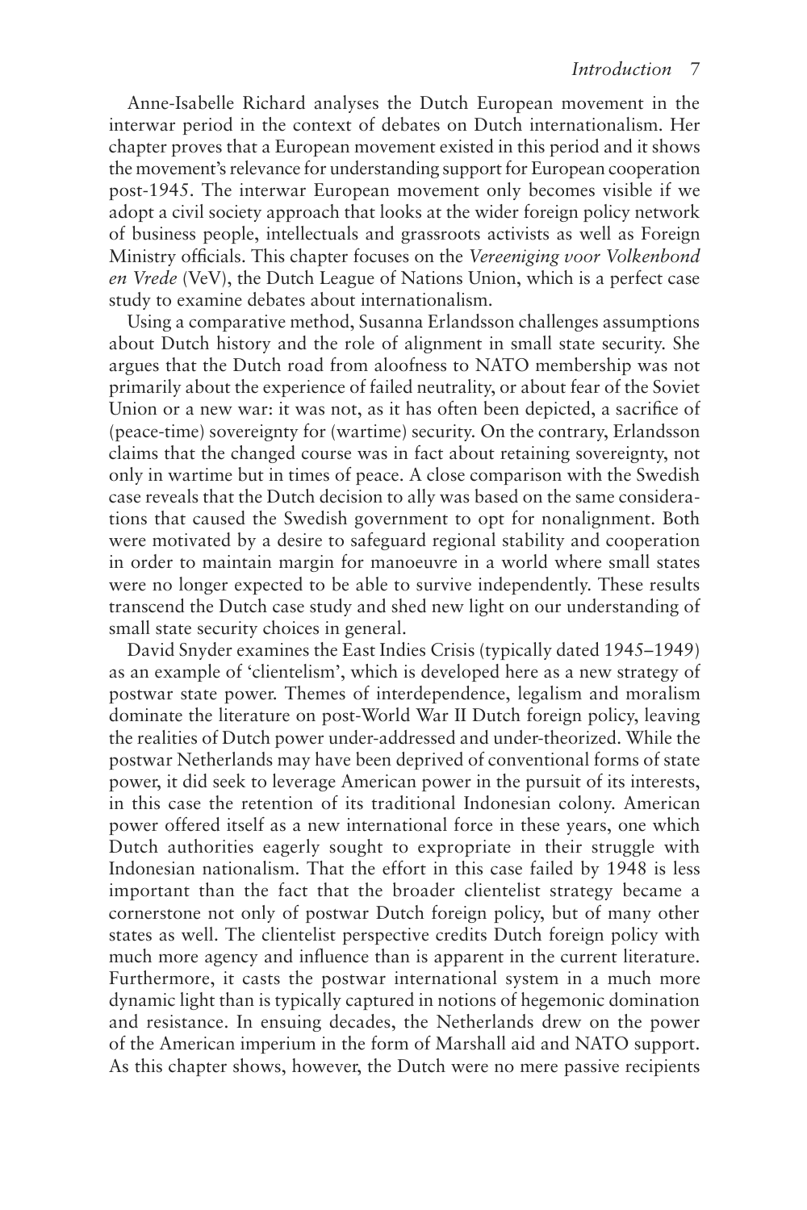Anne-Isabelle Richard analyses the Dutch European movement in the interwar period in the context of debates on Dutch internationalism. Her chapter proves that a European movement existed in this period and it shows the movement's relevance for understanding support for European cooperation post-1945. The interwar European movement only becomes visible if we adopt a civil society approach that looks at the wider foreign policy network of business people, intellectuals and grassroots activists as well as Foreign Ministry officials. This chapter focuses on the *Vereeniging voor Volkenbond en Vrede* (VeV), the Dutch League of Nations Union, which is a perfect case study to examine debates about internationalism.

Using a comparative method, Susanna Erlandsson challenges assumptions about Dutch history and the role of alignment in small state security. She argues that the Dutch road from aloofness to NATO membership was not primarily about the experience of failed neutrality, or about fear of the Soviet Union or a new war: it was not, as it has often been depicted, a sacrifice of (peace-time) sovereignty for (wartime) security. On the contrary, Erlandsson claims that the changed course was in fact about retaining sovereignty, not only in wartime but in times of peace. A close comparison with the Swedish case reveals that the Dutch decision to ally was based on the same considerations that caused the Swedish government to opt for nonalignment. Both were motivated by a desire to safeguard regional stability and cooperation in order to maintain margin for manoeuvre in a world where small states were no longer expected to be able to survive independently. These results transcend the Dutch case study and shed new light on our understanding of small state security choices in general.

David Snyder examines the East Indies Crisis (typically dated 1945–1949) as an example of 'clientelism', which is developed here as a new strategy of postwar state power. Themes of interdependence, legalism and moralism dominate the literature on post-World War II Dutch foreign policy, leaving the realities of Dutch power under-addressed and under-theorized. While the postwar Netherlands may have been deprived of conventional forms of state power, it did seek to leverage American power in the pursuit of its interests, in this case the retention of its traditional Indonesian colony. American power offered itself as a new international force in these years, one which Dutch authorities eagerly sought to expropriate in their struggle with Indonesian nationalism. That the effort in this case failed by 1948 is less important than the fact that the broader clientelist strategy became a cornerstone not only of postwar Dutch foreign policy, but of many other states as well. The clientelist perspective credits Dutch foreign policy with much more agency and influence than is apparent in the current literature. Furthermore, it casts the postwar international system in a much more dynamic light than is typically captured in notions of hegemonic domination and resistance. In ensuing decades, the Netherlands drew on the power of the American imperium in the form of Marshall aid and NATO support. As this chapter shows, however, the Dutch were no mere passive recipients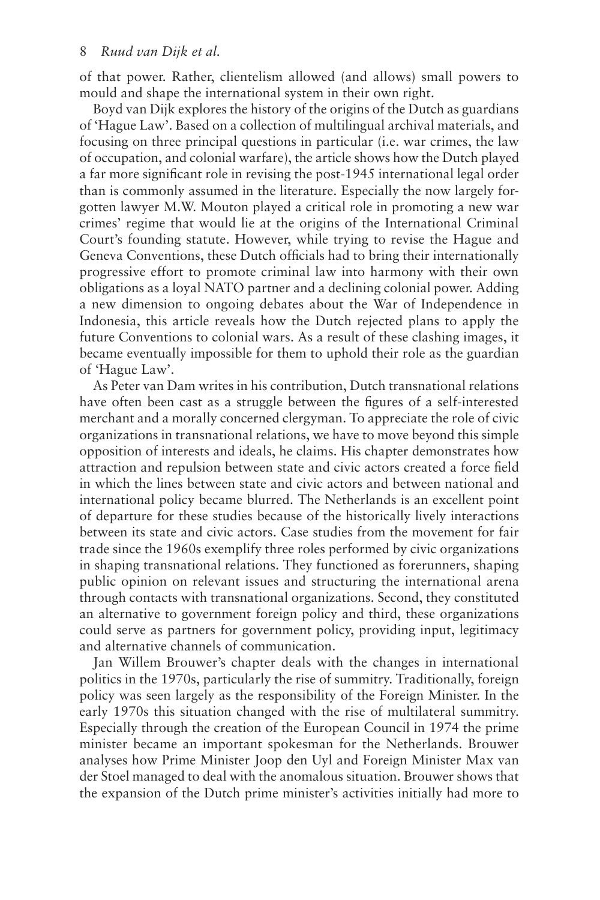of that power. Rather, clientelism allowed (and allows) small powers to mould and shape the international system in their own right.

Boyd van Dijk explores the history of the origins of the Dutch as guardians of 'Hague Law'. Based on a collection of multilingual archival materials, and focusing on three principal questions in particular (i.e. war crimes, the law of occupation, and colonial warfare), the article shows how the Dutch played a far more significant role in revising the post-1945 international legal order than is commonly assumed in the literature. Especially the now largely forgotten lawyer M.W. Mouton played a critical role in promoting a new war crimes' regime that would lie at the origins of the International Criminal Court's founding statute. However, while trying to revise the Hague and Geneva Conventions, these Dutch officials had to bring their internationally progressive effort to promote criminal law into harmony with their own obligations as a loyal NATO partner and a declining colonial power. Adding a new dimension to ongoing debates about the War of Independence in Indonesia, this article reveals how the Dutch rejected plans to apply the future Conventions to colonial wars. As a result of these clashing images, it became eventually impossible for them to uphold their role as the guardian of 'Hague Law'.

As Peter van Dam writes in his contribution, Dutch transnational relations have often been cast as a struggle between the figures of a self-interested merchant and a morally concerned clergyman. To appreciate the role of civic organizations in transnational relations, we have to move beyond this simple opposition of interests and ideals, he claims. His chapter demonstrates how attraction and repulsion between state and civic actors created a force field in which the lines between state and civic actors and between national and international policy became blurred. The Netherlands is an excellent point of departure for these studies because of the historically lively interactions between its state and civic actors. Case studies from the movement for fair trade since the 1960s exemplify three roles performed by civic organizations in shaping transnational relations. They functioned as forerunners, shaping public opinion on relevant issues and structuring the international arena through contacts with transnational organizations. Second, they constituted an alternative to government foreign policy and third, these organizations could serve as partners for government policy, providing input, legitimacy and alternative channels of communication.

Jan Willem Brouwer's chapter deals with the changes in international politics in the 1970s, particularly the rise of summitry. Traditionally, foreign policy was seen largely as the responsibility of the Foreign Minister. In the early 1970s this situation changed with the rise of multilateral summitry. Especially through the creation of the European Council in 1974 the prime minister became an important spokesman for the Netherlands. Brouwer analyses how Prime Minister Joop den Uyl and Foreign Minister Max van der Stoel managed to deal with the anomalous situation. Brouwer shows that the expansion of the Dutch prime minister's activities initially had more to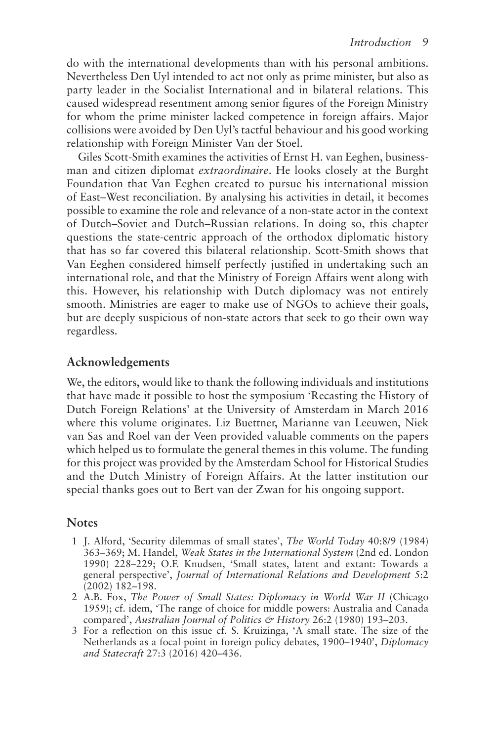do with the international developments than with his personal ambitions. Nevertheless Den Uyl intended to act not only as prime minister, but also as party leader in the Socialist International and in bilateral relations. This caused widespread resentment among senior figures of the Foreign Ministry for whom the prime minister lacked competence in foreign affairs. Major collisions were avoided by Den Uyl's tactful behaviour and his good working relationship with Foreign Minister Van der Stoel.

Giles Scott-Smith examines the activities of Ernst H. van Eeghen, businessman and citizen diplomat *extraordinaire*. He looks closely at the Burght Foundation that Van Eeghen created to pursue his international mission of East–West reconciliation. By analysing his activities in detail, it becomes possible to examine the role and relevance of a non-state actor in the context of Dutch–Soviet and Dutch–Russian relations. In doing so, this chapter questions the state-centric approach of the orthodox diplomatic history that has so far covered this bilateral relationship. Scott-Smith shows that Van Eeghen considered himself perfectly justified in undertaking such an international role, and that the Ministry of Foreign Affairs went along with this. However, his relationship with Dutch diplomacy was not entirely smooth. Ministries are eager to make use of NGOs to achieve their goals, but are deeply suspicious of non-state actors that seek to go their own way regardless.

## Acknowledgements

We, the editors, would like to thank the following individuals and institutions that have made it possible to host the symposium 'Recasting the History of Dutch Foreign Relations' at the University of Amsterdam in March 2016 where this volume originates. Liz Buettner, Marianne van Leeuwen, Niek van Sas and Roel van der Veen provided valuable comments on the papers which helped us to formulate the general themes in this volume. The funding for this project was provided by the Amsterdam School for Historical Studies and the Dutch Ministry of Foreign Affairs. At the latter institution our special thanks goes out to Bert van der Zwan for his ongoing support.

## Notes

1. J. Alford, 'Security dilemmas of small states', *The World Today* 40:8/9 (1984) 363–369; M. Handel, *Weak States in the International System* (2nd ed. London 1990) 228–229; O.F. Knudsen, 'Small states, latent and extant: Towards a general perspective', *Journal of International Relations and Development* 5:2 (2002) 182–198.
2. A.B. Fox, *The Power of Small States: Diplomacy in World War II* (Chicago 1959); cf. idem, 'The range of choice for middle powers: Australia and Canada compared', *Australian Journal of Politics & History* 26:2 (1980) 193–203.
3. For a reflection on this issue cf. S. Kruizinga, 'A small state. The size of the Netherlands as a focal point in foreign policy debates, 1900–1940', *Diplomacy and Statecraft* 27:3 (2016) 420–436.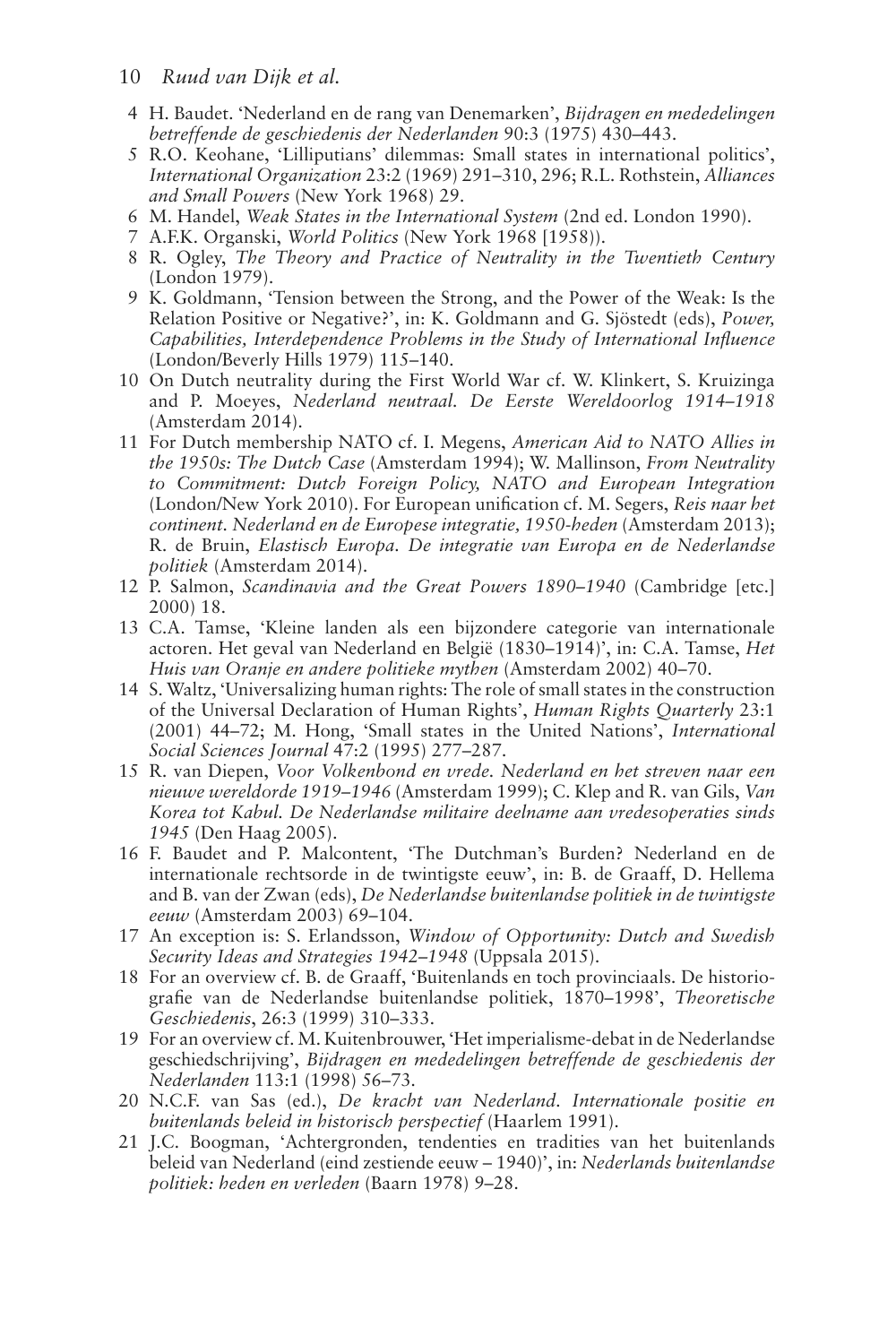4 H. Baudet. 'Nederland en de rang van Denemarken', *Bijdragen en mededelingen betreffende de geschiedenis der Nederlanden* 90:3 (1975) 430–443.

5 R.O. Keohane, 'Lilliputians' dilemmas: Small states in international politics', *International Organization* 23:2 (1969) 291–310, 296; R.L. Rothstein, *Alliances and Small Powers* (New York 1968) 29.

6 M. Handel, *Weak States in the International System* (2nd ed. London 1990).

7 A.F.K. Organski, *World Politics* (New York 1968 [1958)).

8 R. Ogley, *The Theory and Practice of Neutrality in the Twentieth Century* (London 1979).

9 K. Goldmann, 'Tension between the Strong, and the Power of the Weak: Is the Relation Positive or Negative?', in: K. Goldmann and G. Sjöstedt (eds), *Power, Capabilities, Interdependence Problems in the Study of International Influence* (London/Beverly Hills 1979) 115–140.

10 On Dutch neutrality during the First World War cf. W. Klinkert, S. Kruizinga and P. Moeyes, *Nederland neutraal. De Eerste Wereldoorlog 1914–1918* (Amsterdam 2014).

11 For Dutch membership NATO cf. I. Megens, *American Aid to NATO Allies in the 1950s: The Dutch Case* (Amsterdam 1994); W. Mallinson, *From Neutrality to Commitment: Dutch Foreign Policy, NATO and European Integration* (London/New York 2010). For European unification cf. M. Segers, *Reis naar het continent. Nederland en de Europese integratie, 1950-heden* (Amsterdam 2013); R. de Bruin, *Elastisch Europa. De integratie van Europa en de Nederlandse politiek* (Amsterdam 2014).

12 P. Salmon, *Scandinavia and the Great Powers 1890–1940* (Cambridge [etc.] 2000) 18.

13 C.A. Tamse, 'Kleine landen als een bijzondere categorie van internationale actoren. Het geval van Nederland en België (1830–1914)', in: C.A. Tamse, *Het Huis van Oranje en andere politieke mythen* (Amsterdam 2002) 40–70.

14 S. Waltz, 'Universalizing human rights: The role of small states in the construction of the Universal Declaration of Human Rights', *Human Rights Quarterly* 23:1 (2001) 44–72; M. Hong, 'Small states in the United Nations', *International Social Sciences Journal* 47:2 (1995) 277–287.

15 R. van Diepen, *Voor Volkenbond en vrede. Nederland en het streven naar een nieuwe wereldorde 1919–1946* (Amsterdam 1999); C. Klep and R. van Gils, *Van Korea tot Kabul. De Nederlandse militaire deelname aan vredesoperaties sinds 1945* (Den Haag 2005).

16 F. Baudet and P. Malcontent, 'The Dutchman's Burden? Nederland en de internationale rechtsorde in de twintigste eeuw', in: B. de Graaff, D. Hellema and B. van der Zwan (eds), *De Nederlandse buitenlandse politiek in de twintigste eeuw* (Amsterdam 2003) 69–104.

17 An exception is: S. Erlandsson, *Window of Opportunity: Dutch and Swedish Security Ideas and Strategies 1942–1948* (Uppsala 2015).

18 For an overview cf. B. de Graaff, 'Buitenlands en toch provinciaals. De historiografie van de Nederlandse buitenlandse politiek, 1870–1998', *Theoretische Geschiedenis*, 26:3 (1999) 310–333.

19 For an overview cf. M. Kuitenbrouwer, 'Het imperialisme-debat in de Nederlandse geschiedschrijving', *Bijdragen en mededelingen betreffende de geschiedenis der Nederlanden* 113:1 (1998) 56–73.

20 N.C.F. van Sas (ed.), *De kracht van Nederland. Internationale positie en buitenlands beleid in historisch perspectief* (Haarlem 1991).

21 J.C. Boogman, 'Achtergronden, tendenties en tradities van het buitenlands beleid van Nederland (eind zestiende eeuw – 1940)', in: *Nederlands buitenlandse politiek: heden en verleden* (Baarn 1978) 9–28.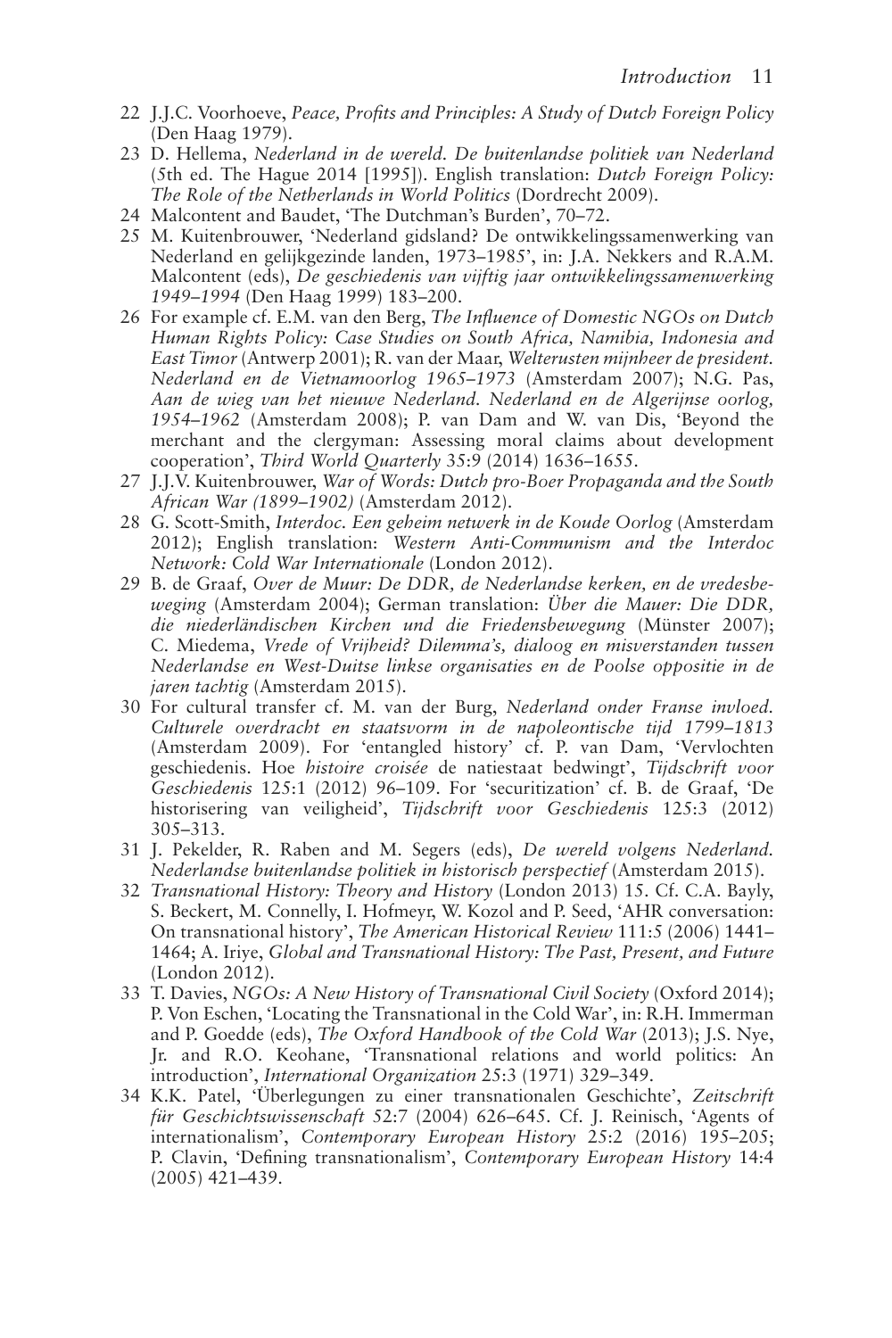22 J.J.C. Voorhoeve, *Peace, Profits and Principles: A Study of Dutch Foreign Policy* (Den Haag 1979).

23 D. Hellema, *Nederland in de wereld. De buitenlandse politiek van Nederland* (5th ed. The Hague 2014 [1995]). English translation: *Dutch Foreign Policy: The Role of the Netherlands in World Politics* (Dordrecht 2009).

24 Malcontent and Baudet, 'The Dutchman's Burden', 70–72.

25 M. Kuitenbrouwer, 'Nederland gidsland? De ontwikkelingssamenwerking van Nederland en gelijkgezinde landen, 1973–1985', in: J.A. Nekkers and R.A.M. Malcontent (eds), *De geschiedenis van vijftig jaar ontwikkelingssamenwerking 1949–1994* (Den Haag 1999) 183–200.

26 For example cf. E.M. van den Berg, *The Influence of Domestic NGOs on Dutch Human Rights Policy: Case Studies on South Africa, Namibia, Indonesia and East Timor* (Antwerp 2001); R. van der Maar, *Welterusten mijnheer de president. Nederland en de Vietnamoorlog 1965–1973* (Amsterdam 2007); N.G. Pas, *Aan de wieg van het nieuwe Nederland. Nederland en de Algerijnse oorlog, 1954–1962* (Amsterdam 2008); P. van Dam and W. van Dis, 'Beyond the merchant and the clergyman: Assessing moral claims about development cooperation', *Third World Quarterly* 35:9 (2014) 1636–1655.

27 J.J.V. Kuitenbrouwer, *War of Words: Dutch pro-Boer Propaganda and the South African War (1899–1902)* (Amsterdam 2012).

28 G. Scott-Smith, *Interdoc. Een geheim netwerk in de Koude Oorlog* (Amsterdam 2012); English translation: *Western Anti-Communism and the Interdoc Network: Cold War Internationale* (London 2012).

29 B. de Graaf, *Over de Muur: De DDR, de Nederlandse kerken, en de vredesbeweging* (Amsterdam 2004); German translation: *Über die Mauer: Die DDR, die niederländischen Kirchen und die Friedensbewegung* (Münster 2007); C. Miedema, *Vrede of Vrijheid? Dilemma's, dialoog en misverstanden tussen Nederlandse en West-Duitse linkse organisaties en de Poolse oppositie in de jaren tachtig* (Amsterdam 2015).

30 For cultural transfer cf. M. van der Burg, *Nederland onder Franse invloed. Culturele overdracht en staatsvorm in de napoleontische tijd 1799–1813* (Amsterdam 2009). For 'entangled history' cf. P. van Dam, 'Vervlochten geschiedenis. Hoe *histoire croisée* de natiestaat bedwingt', *Tijdschrift voor Geschiedenis* 125:1 (2012) 96–109. For 'securitization' cf. B. de Graaf, 'De historisering van veiligheid', *Tijdschrift voor Geschiedenis* 125:3 (2012) 305–313.

31 J. Pekelder, R. Raben and M. Segers (eds), *De wereld volgens Nederland. Nederlandse buitenlandse politiek in historisch perspectief* (Amsterdam 2015).

32 *Transnational History: Theory and History* (London 2013) 15. Cf. C.A. Bayly, S. Beckert, M. Connelly, I. Hofmeyr, W. Kozol and P. Seed, 'AHR conversation: On transnational history', *The American Historical Review* 111:5 (2006) 1441–1464; A. Iriye, *Global and Transnational History: The Past, Present, and Future* (London 2012).

33 T. Davies, *NGOs: A New History of Transnational Civil Society* (Oxford 2014); P. Von Eschen, 'Locating the Transnational in the Cold War', in: R.H. Immerman and P. Goedde (eds), *The Oxford Handbook of the Cold War* (2013); J.S. Nye, Jr. and R.O. Keohane, 'Transnational relations and world politics: An introduction', *International Organization* 25:3 (1971) 329–349.

34 K.K. Patel, 'Überlegungen zu einer transnationalen Geschichte', *Zeitschrift für Geschichtswissenschaft* 52:7 (2004) 626–645. Cf. J. Reinisch, 'Agents of internationalism', *Contemporary European History* 25:2 (2016) 195–205; P. Clavin, 'Defining transnationalism', *Contemporary European History* 14:4 (2005) 421–439.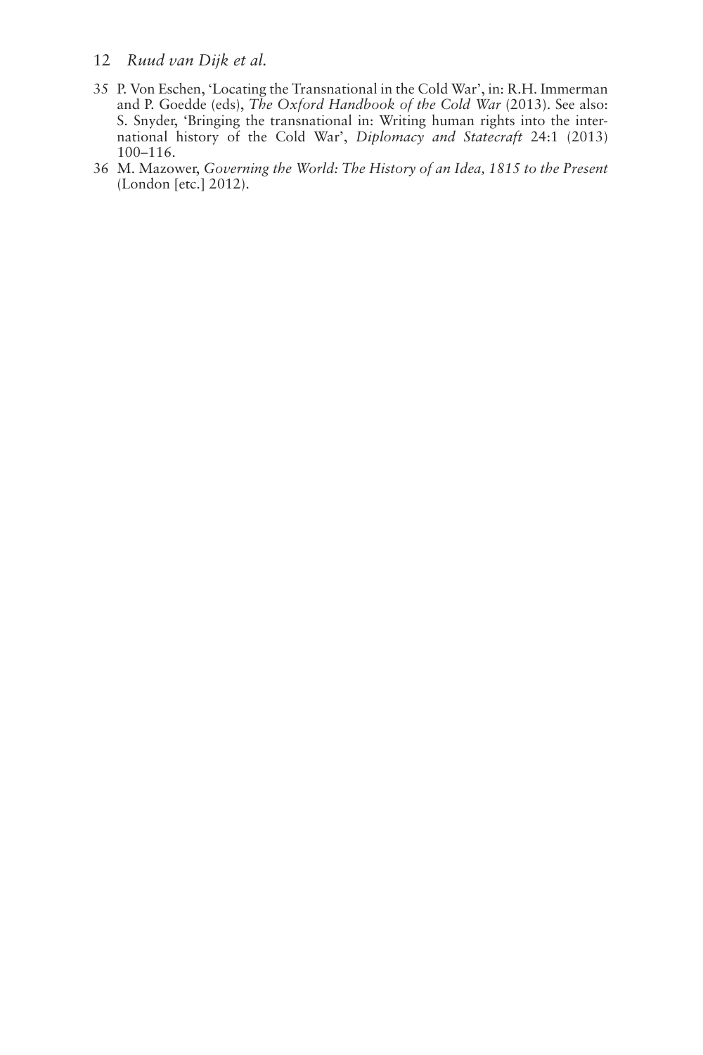35 P. Von Eschen, 'Locating the Transnational in the Cold War', in: R.H. Immerman and P. Goedde (eds), *The Oxford Handbook of the Cold War* (2013). See also: S. Snyder, 'Bringing the transnational in: Writing human rights into the international history of the Cold War', *Diplomacy and Statecraft* 24:1 (2013) 100–116.

36 M. Mazower, *Governing the World: The History of an Idea, 1815 to the Present* (London [etc.] 2012).